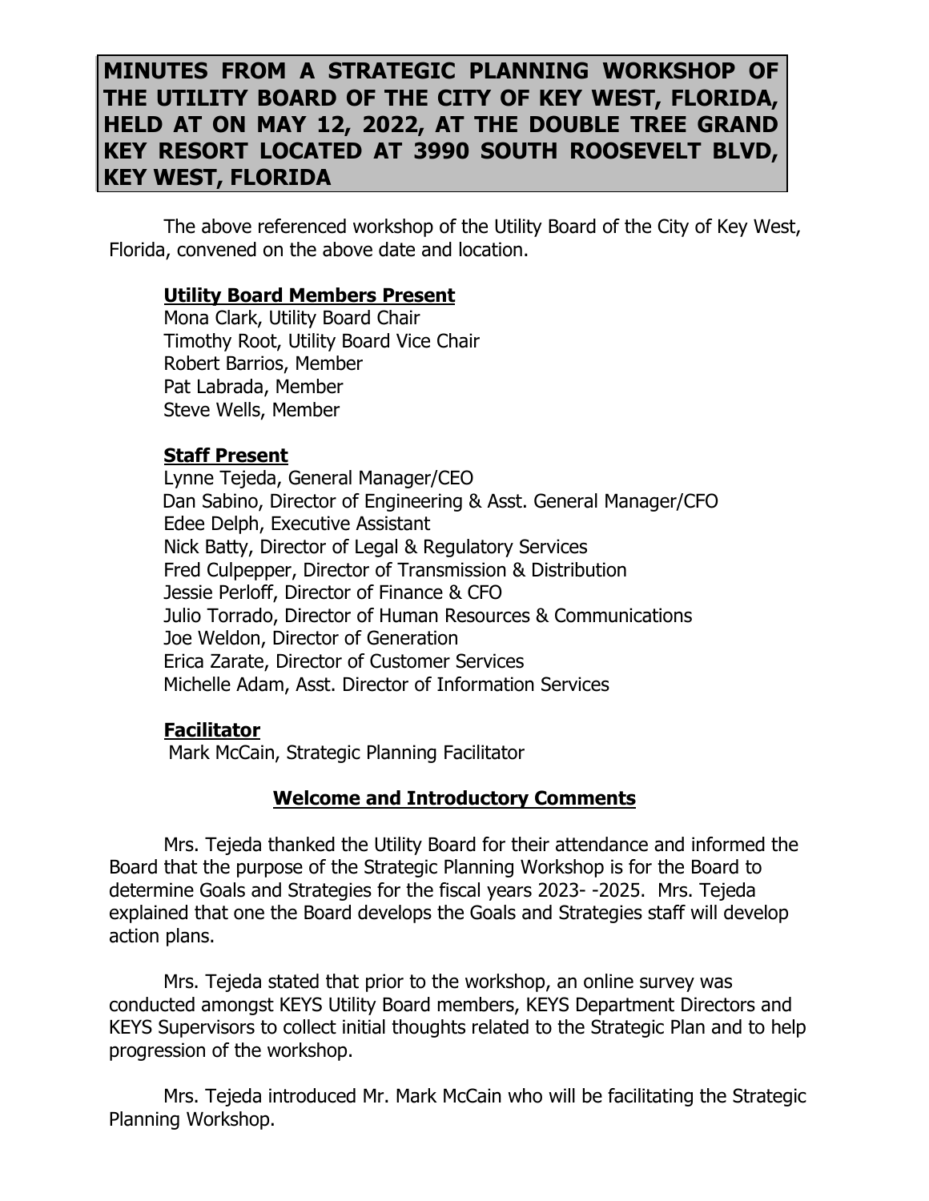# MINUTES FROM A STRATEGIC PLANNING WORKSHOP OF THE UTILITY BOARD OF THE CITY OF KEY WEST, FLORIDA, HELD AT ON MAY 12, 2022, AT THE DOUBLE TREE GRAND KEY RESORT LOCATED AT 3990 SOUTH ROOSEVELT BLVD, KEY WEST, FLORIDA

The above referenced workshop of the Utility Board of the City of Key West, Florida, convened on the above date and location.

**Utility Board Members Present**

Mona Clark, Utility Board Chair
Timothy Root, Utility Board Vice Chair
Robert Barrios, Member
Pat Labrada, Member
Steve Wells, Member

**Staff Present**

Lynne Tejeda, General Manager/CEO
Dan Sabino, Director of Engineering & Asst. General Manager/CFO
Edee Delph, Executive Assistant
Nick Batty, Director of Legal & Regulatory Services
Fred Culpepper, Director of Transmission & Distribution
Jessie Perloff, Director of Finance & CFO
Julio Torrado, Director of Human Resources & Communications
Joe Weldon, Director of Generation
Erica Zarate, Director of Customer Services
Michelle Adam, Asst. Director of Information Services

**Facilitator**

Mark McCain, Strategic Planning Facilitator

## Welcome and Introductory Comments

Mrs. Tejeda thanked the Utility Board for their attendance and informed the Board that the purpose of the Strategic Planning Workshop is for the Board to determine Goals and Strategies for the fiscal years 2023- -2025. Mrs. Tejeda explained that one the Board develops the Goals and Strategies staff will develop action plans.

Mrs. Tejeda stated that prior to the workshop, an online survey was conducted amongst KEYS Utility Board members, KEYS Department Directors and KEYS Supervisors to collect initial thoughts related to the Strategic Plan and to help progression of the workshop.

Mrs. Tejeda introduced Mr. Mark McCain who will be facilitating the Strategic Planning Workshop.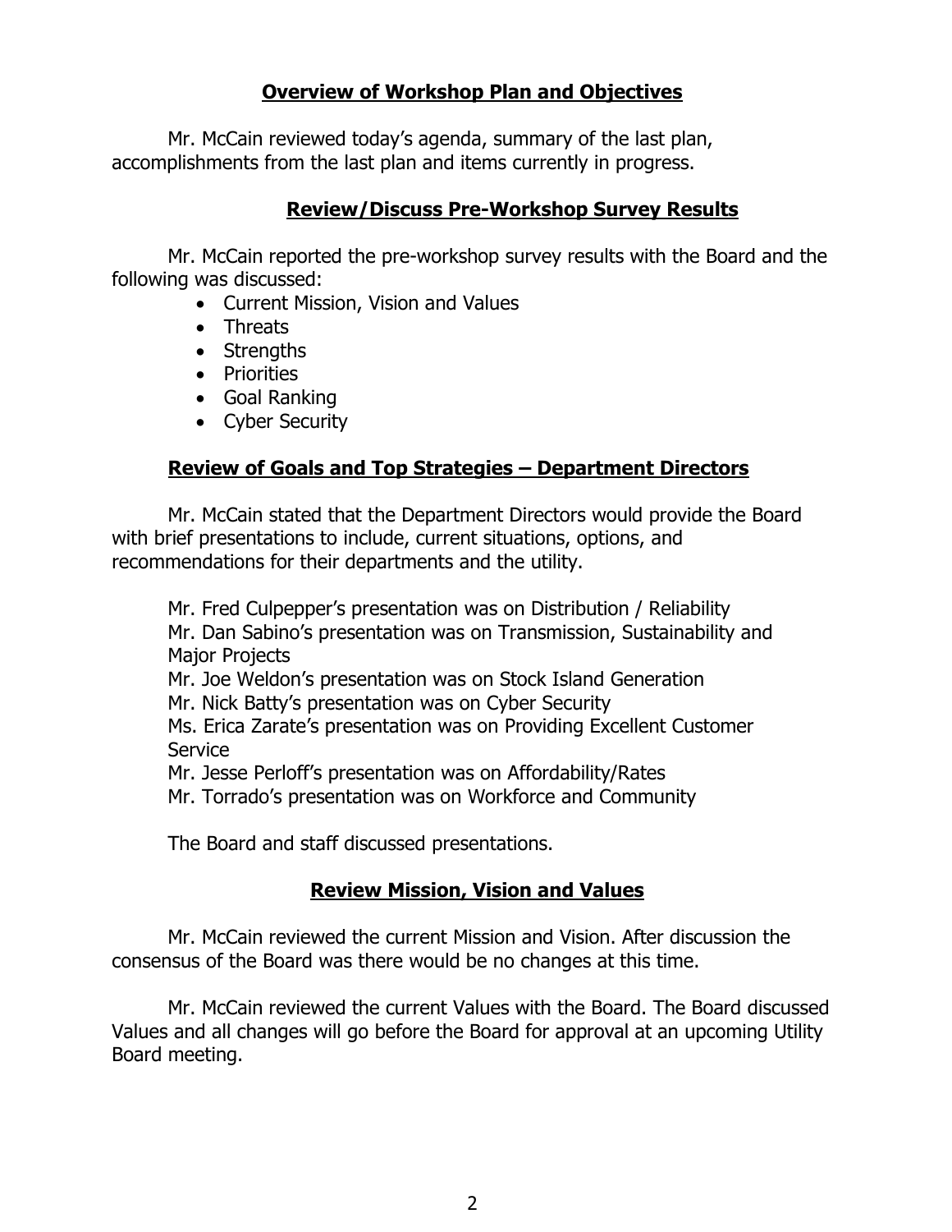## Overview of Workshop Plan and Objectives

Mr. McCain reviewed today's agenda, summary of the last plan, accomplishments from the last plan and items currently in progress.

## Review/Discuss Pre-Workshop Survey Results

Mr. McCain reported the pre-workshop survey results with the Board and the following was discussed:

- Current Mission, Vision and Values
- Threats
- Strengths
- Priorities
- Goal Ranking
- Cyber Security

## Review of Goals and Top Strategies – Department Directors

Mr. McCain stated that the Department Directors would provide the Board with brief presentations to include, current situations, options, and recommendations for their departments and the utility.

Mr. Fred Culpepper's presentation was on Distribution / Reliability
Mr. Dan Sabino's presentation was on Transmission, Sustainability and Major Projects
Mr. Joe Weldon's presentation was on Stock Island Generation
Mr. Nick Batty's presentation was on Cyber Security
Ms. Erica Zarate's presentation was on Providing Excellent Customer Service
Mr. Jesse Perloff's presentation was on Affordability/Rates
Mr. Torrado's presentation was on Workforce and Community

The Board and staff discussed presentations.

## Review Mission, Vision and Values

Mr. McCain reviewed the current Mission and Vision. After discussion the consensus of the Board was there would be no changes at this time.

Mr. McCain reviewed the current Values with the Board. The Board discussed Values and all changes will go before the Board for approval at an upcoming Utility Board meeting.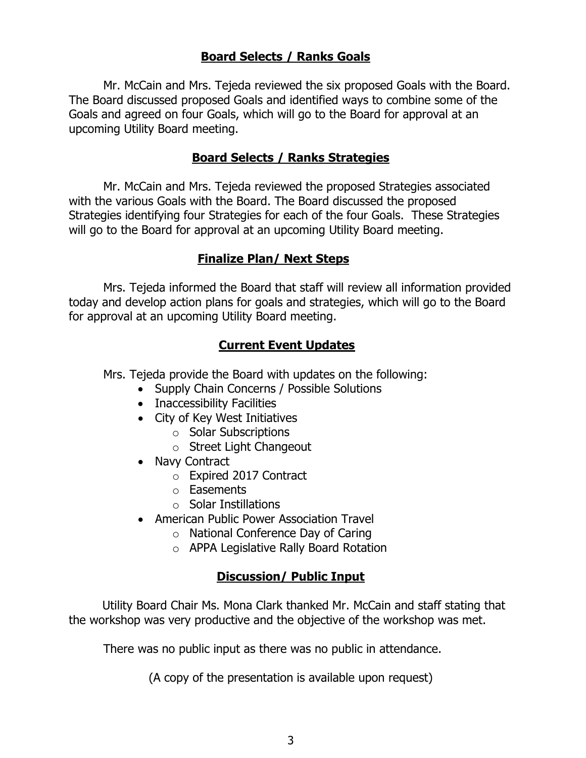## **Board Selects / Ranks Goals**

Mr. McCain and Mrs. Tejeda reviewed the six proposed Goals with the Board. The Board discussed proposed Goals and identified ways to combine some of the Goals and agreed on four Goals, which will go to the Board for approval at an upcoming Utility Board meeting.

## **Board Selects / Ranks Strategies**

Mr. McCain and Mrs. Tejeda reviewed the proposed Strategies associated with the various Goals with the Board. The Board discussed the proposed Strategies identifying four Strategies for each of the four Goals. These Strategies will go to the Board for approval at an upcoming Utility Board meeting.

## **Finalize Plan/ Next Steps**

Mrs. Tejeda informed the Board that staff will review all information provided today and develop action plans for goals and strategies, which will go to the Board for approval at an upcoming Utility Board meeting.

## **Current Event Updates**

Mrs. Tejeda provide the Board with updates on the following:

- Supply Chain Concerns / Possible Solutions
- Inaccessibility Facilities
- City of Key West Initiatives
  - Solar Subscriptions
  - Street Light Changeout
- Navy Contract
  - Expired 2017 Contract
  - Easements
  - Solar Instillations
- American Public Power Association Travel
  - National Conference Day of Caring
  - APPA Legislative Rally Board Rotation

## **Discussion/ Public Input**

Utility Board Chair Ms. Mona Clark thanked Mr. McCain and staff stating that the workshop was very productive and the objective of the workshop was met.

There was no public input as there was no public in attendance.

(A copy of the presentation is available upon request)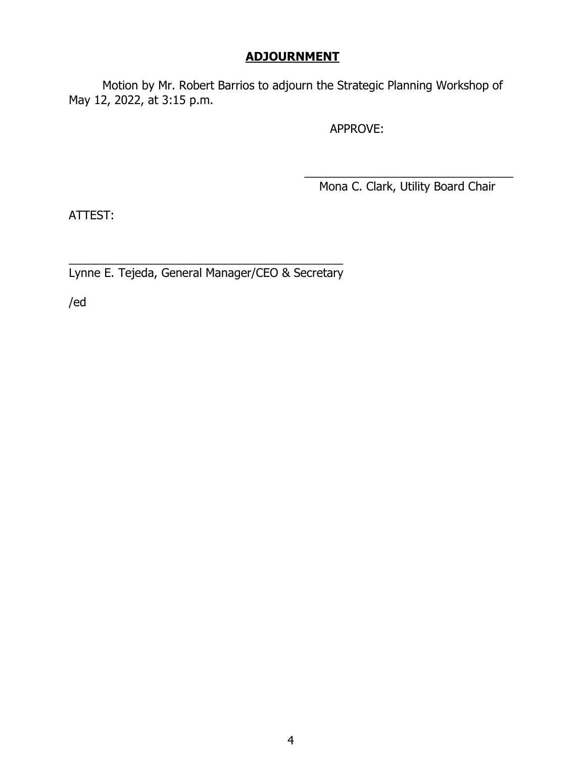## ADJOURNMENT

Motion by Mr. Robert Barrios to adjourn the Strategic Planning Workshop of May 12, 2022, at 3:15 p.m.

APPROVE:

\_\_\_\_\_\_\_\_\_\_\_\_\_\_\_\_\_\_\_\_\_\_\_\_\_\_\_\_\_\_\_\_\_\_

Mona C. Clark, Utility Board Chair

ATTEST:

\_\_\_\_\_\_\_\_\_\_\_\_\_\_\_\_\_\_\_\_\_\_\_\_\_\_\_\_\_\_\_\_\_\_\_\_\_\_\_\_\_\_\_\_

Lynne E. Tejeda, General Manager/CEO & Secretary

/ed